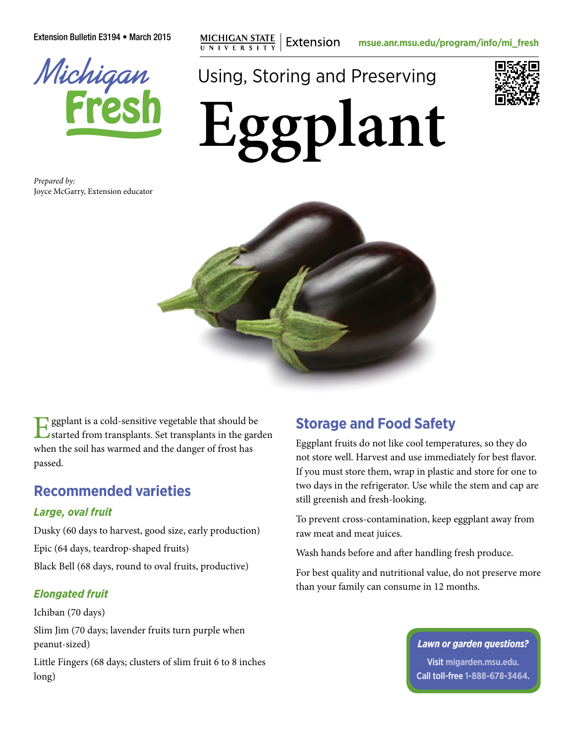Extension Bulletin E3194 • March 2015

MICHIGAN STATE UNIVERSITY | Extension

msue.anr.msu.edu/program/info/mi_fresh

Michigan Fresh

# Using, Storing and Preserving Eggplant

*Prepared by:*
Joyce McGarry, Extension educator

Eggplant is a cold-sensitive vegetable that should be started from transplants. Set transplants in the garden when the soil has warmed and the danger of frost has passed.

## Recommended varieties

### *Large, oval fruit*

Dusky (60 days to harvest, good size, early production)

Epic (64 days, teardrop-shaped fruits)

Black Bell (68 days, round to oval fruits, productive)

### *Elongated fruit*

Ichiban (70 days)

Slim Jim (70 days; lavender fruits turn purple when peanut-sized)

Little Fingers (68 days; clusters of slim fruit 6 to 8 inches long)

## Storage and Food Safety

Eggplant fruits do not like cool temperatures, so they do not store well. Harvest and use immediately for best flavor. If you must store them, wrap in plastic and store for one to two days in the refrigerator. Use while the stem and cap are still greenish and fresh-looking.

To prevent cross-contamination, keep eggplant away from raw meat and meat juices.

Wash hands before and after handling fresh produce.

For best quality and nutritional value, do not preserve more than your family can consume in 12 months.

***Lawn or garden questions?***

**Visit migarden.msu.edu.**

**Call toll-free 1-888-678-3464.**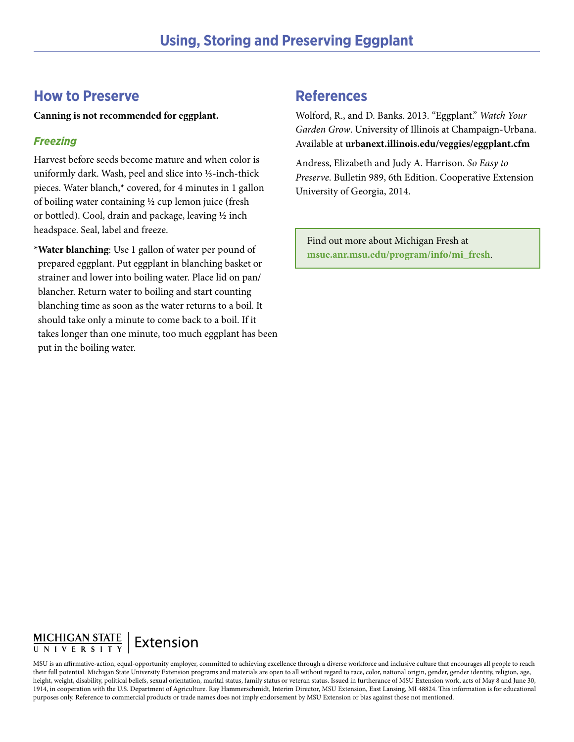# Using, Storing and Preserving Eggplant

## How to Preserve

**Canning is not recommended for eggplant.**

### *Freezing*

Harvest before seeds become mature and when color is uniformly dark. Wash, peel and slice into ⅓-inch-thick pieces. Water blanch,* covered, for 4 minutes in 1 gallon of boiling water containing ½ cup lemon juice (fresh or bottled). Cool, drain and package, leaving ½ inch headspace. Seal, label and freeze.

\***Water blanching**: Use 1 gallon of water per pound of prepared eggplant. Put eggplant in blanching basket or strainer and lower into boiling water. Place lid on pan/blancher. Return water to boiling and start counting blanching time as soon as the water returns to a boil. It should take only a minute to come back to a boil. If it takes longer than one minute, too much eggplant has been put in the boiling water.

## References

Wolford, R., and D. Banks. 2013. "Eggplant." *Watch Your Garden Grow*. University of Illinois at Champaign-Urbana. Available at **urbanext.illinois.edu/veggies/eggplant.cfm**

Andress, Elizabeth and Judy A. Harrison. *So Easy to Preserve*. Bulletin 989, 6th Edition. Cooperative Extension University of Georgia, 2014.

Find out more about Michigan Fresh at **msue.anr.msu.edu/program/info/mi_fresh**.

MICHIGAN STATE UNIVERSITY | Extension

MSU is an affirmative-action, equal-opportunity employer, committed to achieving excellence through a diverse workforce and inclusive culture that encourages all people to reach their full potential. Michigan State University Extension programs and materials are open to all without regard to race, color, national origin, gender, gender identity, religion, age, height, weight, disability, political beliefs, sexual orientation, marital status, family status or veteran status. Issued in furtherance of MSU Extension work, acts of May 8 and June 30, 1914, in cooperation with the U.S. Department of Agriculture. Ray Hammerschmidt, Interim Director, MSU Extension, East Lansing, MI 48824. This information is for educational purposes only. Reference to commercial products or trade names does not imply endorsement by MSU Extension or bias against those not mentioned.